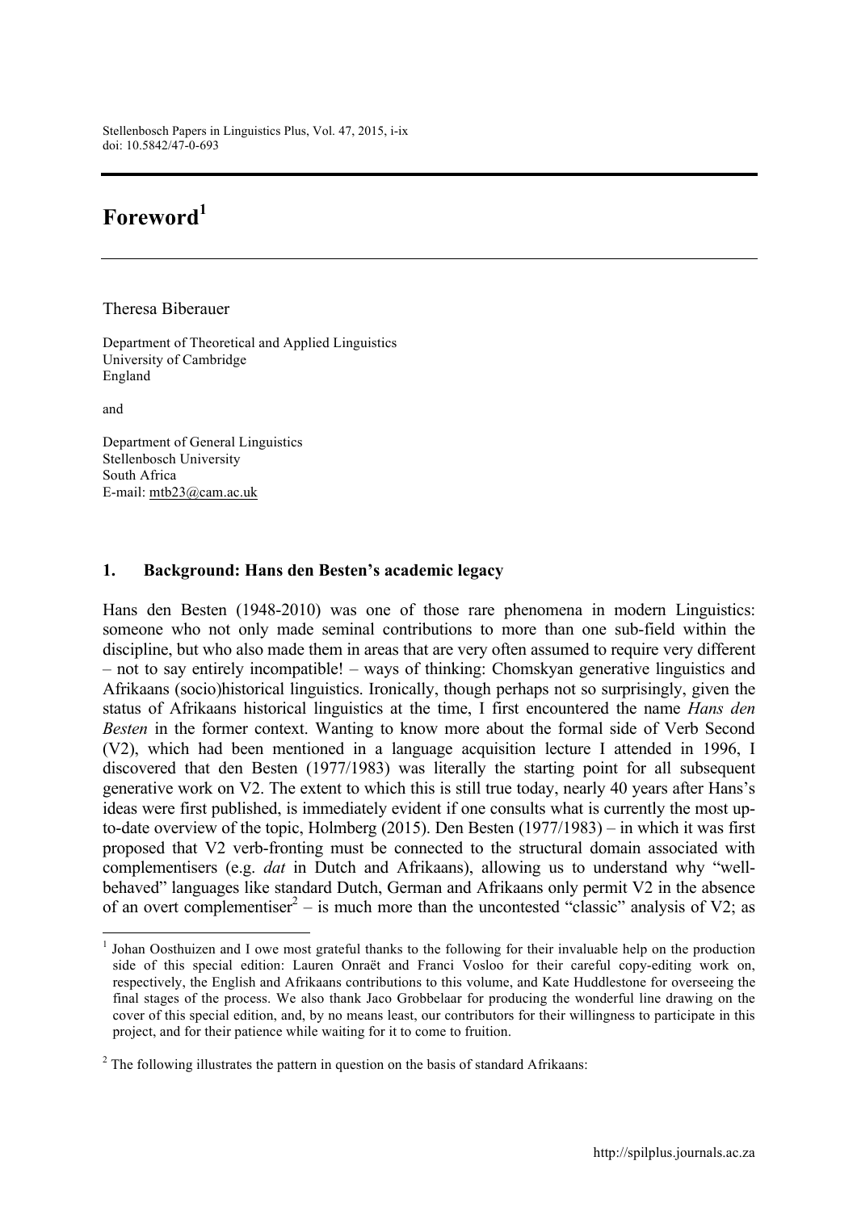# Foreword[1]

Theresa Biberauer

Department of Theoretical and Applied Linguistics
University of Cambridge
England

and

Department of General Linguistics
Stellenbosch University
South Africa
E-mail: mtb23@cam.ac.uk

## 1. Background: Hans den Besten's academic legacy

Hans den Besten (1948-2010) was one of those rare phenomena in modern Linguistics: someone who not only made seminal contributions to more than one sub-field within the discipline, but who also made them in areas that are very often assumed to require very different – not to say entirely incompatible! – ways of thinking: Chomskyan generative linguistics and Afrikaans (socio)historical linguistics. Ironically, though perhaps not so surprisingly, given the status of Afrikaans historical linguistics at the time, I first encountered the name *Hans den Besten* in the former context. Wanting to know more about the formal side of Verb Second (V2), which had been mentioned in a language acquisition lecture I attended in 1996, I discovered that den Besten (1977/1983) was literally the starting point for all subsequent generative work on V2. The extent to which this is still true today, nearly 40 years after Hans's ideas were first published, is immediately evident if one consults what is currently the most up-to-date overview of the topic, Holmberg (2015). Den Besten (1977/1983) – in which it was first proposed that V2 verb-fronting must be connected to the structural domain associated with complementisers (e.g. *dat* in Dutch and Afrikaans), allowing us to understand why "well-behaved" languages like standard Dutch, German and Afrikaans only permit V2 in the absence of an overt complementiser[2] – is much more than the uncontested "classic" analysis of V2; as

---

[1] Johan Oosthuizen and I owe most grateful thanks to the following for their invaluable help on the production side of this special edition: Lauren Onraët and Franci Vosloo for their careful copy-editing work on, respectively, the English and Afrikaans contributions to this volume, and Kate Huddlestone for overseeing the final stages of the process. We also thank Jaco Grobbelaar for producing the wonderful line drawing on the cover of this special edition, and, by no means least, our contributors for their willingness to participate in this project, and for their patience while waiting for it to come to fruition.

[2] The following illustrates the pattern in question on the basis of standard Afrikaans: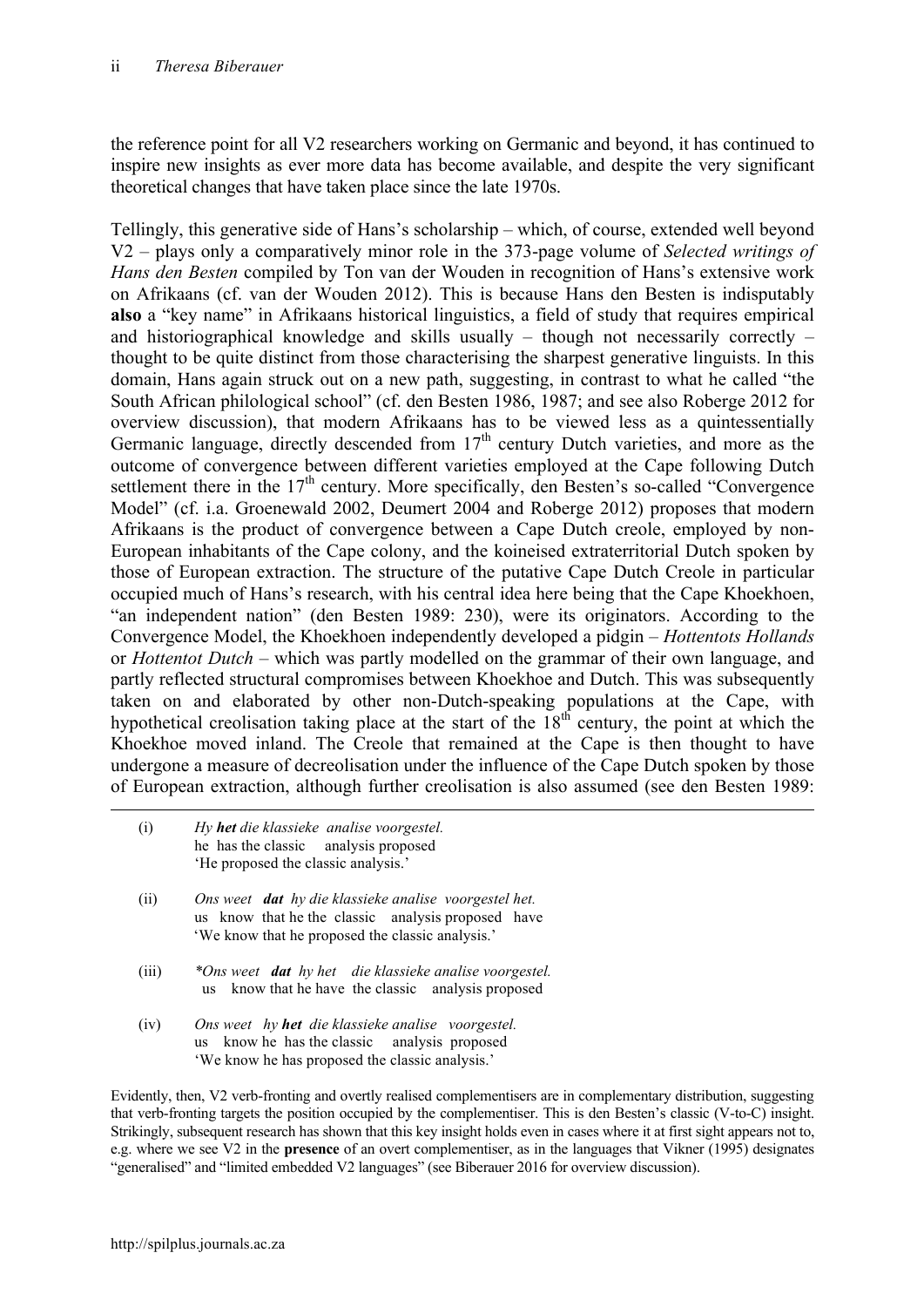the reference point for all V2 researchers working on Germanic and beyond, it has continued to inspire new insights as ever more data has become available, and despite the very significant theoretical changes that have taken place since the late 1970s.

Tellingly, this generative side of Hans's scholarship – which, of course, extended well beyond V2 – plays only a comparatively minor role in the 373-page volume of *Selected writings of Hans den Besten* compiled by Ton van der Wouden in recognition of Hans's extensive work on Afrikaans (cf. van der Wouden 2012). This is because Hans den Besten is indisputably **also** a "key name" in Afrikaans historical linguistics, a field of study that requires empirical and historiographical knowledge and skills usually – though not necessarily correctly – thought to be quite distinct from those characterising the sharpest generative linguists. In this domain, Hans again struck out on a new path, suggesting, in contrast to what he called "the South African philological school" (cf. den Besten 1986, 1987; and see also Roberge 2012 for overview discussion), that modern Afrikaans has to be viewed less as a quintessentially Germanic language, directly descended from 17th century Dutch varieties, and more as the outcome of convergence between different varieties employed at the Cape following Dutch settlement there in the 17th century. More specifically, den Besten's so-called "Convergence Model" (cf. i.a. Groenewald 2002, Deumert 2004 and Roberge 2012) proposes that modern Afrikaans is the product of convergence between a Cape Dutch creole, employed by non-European inhabitants of the Cape colony, and the koineised extraterritorial Dutch spoken by those of European extraction. The structure of the putative Cape Dutch Creole in particular occupied much of Hans's research, with his central idea here being that the Cape Khoekhoen, "an independent nation" (den Besten 1989: 230), were its originators. According to the Convergence Model, the Khoekhoen independently developed a pidgin – *Hottentots Hollands* or *Hottentot Dutch* – which was partly modelled on the grammar of their own language, and partly reflected structural compromises between Khoekhoe and Dutch. This was subsequently taken on and elaborated by other non-Dutch-speaking populations at the Cape, with hypothetical creolisation taking place at the start of the 18th century, the point at which the Khoekhoe moved inland. The Creole that remained at the Cape is then thought to have undergone a measure of decreolisation under the influence of the Cape Dutch spoken by those of European extraction, although further creolisation is also assumed (see den Besten 1989:

---

(i) *Hy **het** die klassieke analise voorgestel.*
he has the classic analysis proposed
'He proposed the classic analysis.'

(ii) *Ons weet **dat** hy die klassieke analise voorgestel het.*
us know that he the classic analysis proposed have
'We know that he proposed the classic analysis.'

(iii) *\*Ons weet **dat** hy het die klassieke analise voorgestel.*
us know that he have the classic analysis proposed

(iv) *Ons weet hy **het** die klassieke analise voorgestel.*
us know he has the classic analysis proposed
'We know he has proposed the classic analysis.'

Evidently, then, V2 verb-fronting and overtly realised complementisers are in complementary distribution, suggesting that verb-fronting targets the position occupied by the complementiser. This is den Besten's classic (V-to-C) insight. Strikingly, subsequent research has shown that this key insight holds even in cases where it at first sight appears not to, e.g. where we see V2 in the **presence** of an overt complementiser, as in the languages that Vikner (1995) designates "generalised" and "limited embedded V2 languages" (see Biberauer 2016 for overview discussion).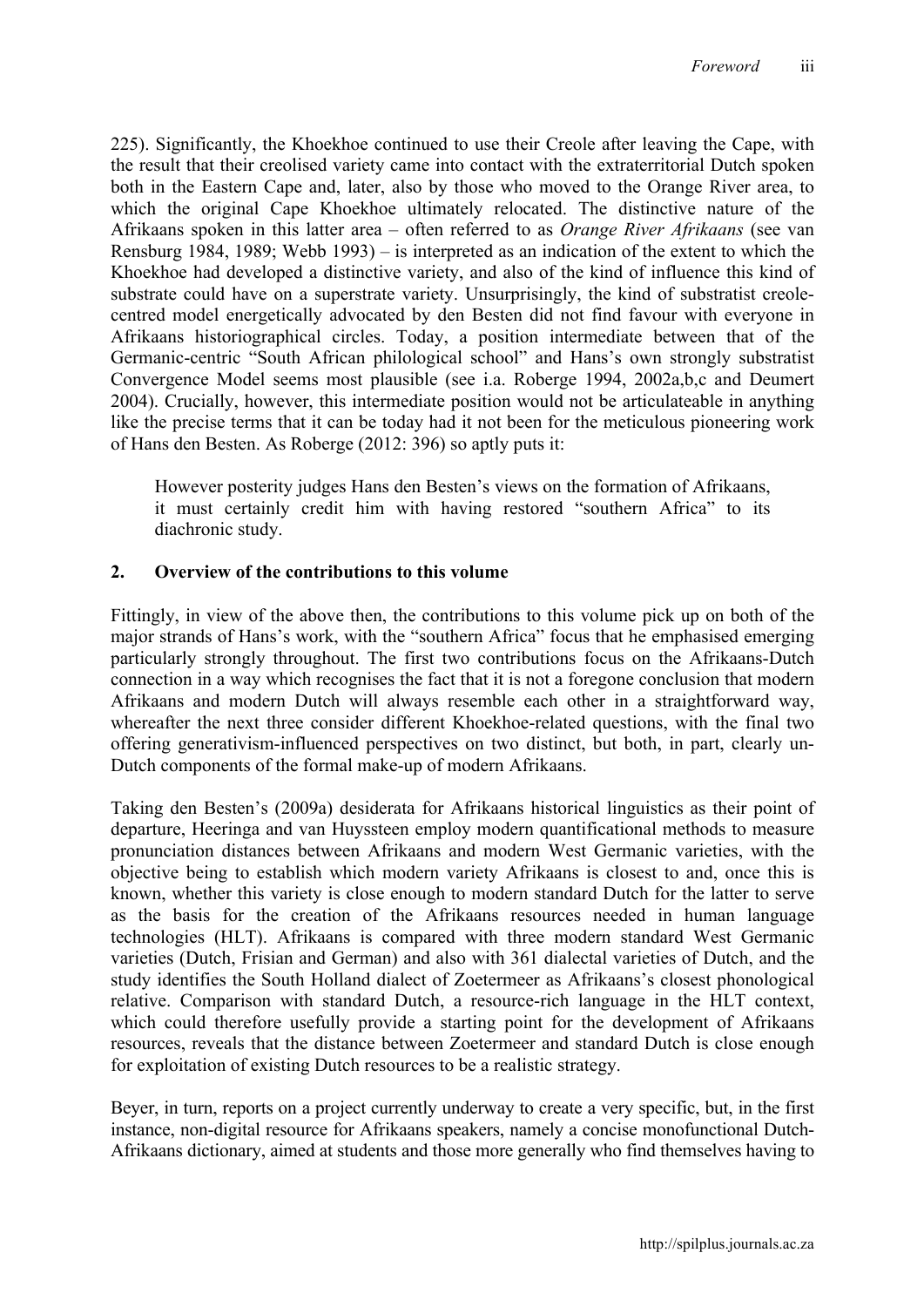225). Significantly, the Khoekhoe continued to use their Creole after leaving the Cape, with the result that their creolised variety came into contact with the extraterritorial Dutch spoken both in the Eastern Cape and, later, also by those who moved to the Orange River area, to which the original Cape Khoekhoe ultimately relocated. The distinctive nature of the Afrikaans spoken in this latter area – often referred to as *Orange River Afrikaans* (see van Rensburg 1984, 1989; Webb 1993) – is interpreted as an indication of the extent to which the Khoekhoe had developed a distinctive variety, and also of the kind of influence this kind of substrate could have on a superstrate variety. Unsurprisingly, the kind of substratist creole-centred model energetically advocated by den Besten did not find favour with everyone in Afrikaans historiographical circles. Today, a position intermediate between that of the Germanic-centric "South African philological school" and Hans's own strongly substratist Convergence Model seems most plausible (see i.a. Roberge 1994, 2002a,b,c and Deumert 2004). Crucially, however, this intermediate position would not be articulateable in anything like the precise terms that it can be today had it not been for the meticulous pioneering work of Hans den Besten. As Roberge (2012: 396) so aptly puts it:

> However posterity judges Hans den Besten's views on the formation of Afrikaans, it must certainly credit him with having restored "southern Africa" to its diachronic study.

## 2. Overview of the contributions to this volume

Fittingly, in view of the above then, the contributions to this volume pick up on both of the major strands of Hans's work, with the "southern Africa" focus that he emphasised emerging particularly strongly throughout. The first two contributions focus on the Afrikaans-Dutch connection in a way which recognises the fact that it is not a foregone conclusion that modern Afrikaans and modern Dutch will always resemble each other in a straightforward way, whereafter the next three consider different Khoekhoe-related questions, with the final two offering generativism-influenced perspectives on two distinct, but both, in part, clearly un-Dutch components of the formal make-up of modern Afrikaans.

Taking den Besten's (2009a) desiderata for Afrikaans historical linguistics as their point of departure, Heeringa and van Huyssteen employ modern quantificational methods to measure pronunciation distances between Afrikaans and modern West Germanic varieties, with the objective being to establish which modern variety Afrikaans is closest to and, once this is known, whether this variety is close enough to modern standard Dutch for the latter to serve as the basis for the creation of the Afrikaans resources needed in human language technologies (HLT). Afrikaans is compared with three modern standard West Germanic varieties (Dutch, Frisian and German) and also with 361 dialectal varieties of Dutch, and the study identifies the South Holland dialect of Zoetermeer as Afrikaans's closest phonological relative. Comparison with standard Dutch, a resource-rich language in the HLT context, which could therefore usefully provide a starting point for the development of Afrikaans resources, reveals that the distance between Zoetermeer and standard Dutch is close enough for exploitation of existing Dutch resources to be a realistic strategy.

Beyer, in turn, reports on a project currently underway to create a very specific, but, in the first instance, non-digital resource for Afrikaans speakers, namely a concise monofunctional Dutch-Afrikaans dictionary, aimed at students and those more generally who find themselves having to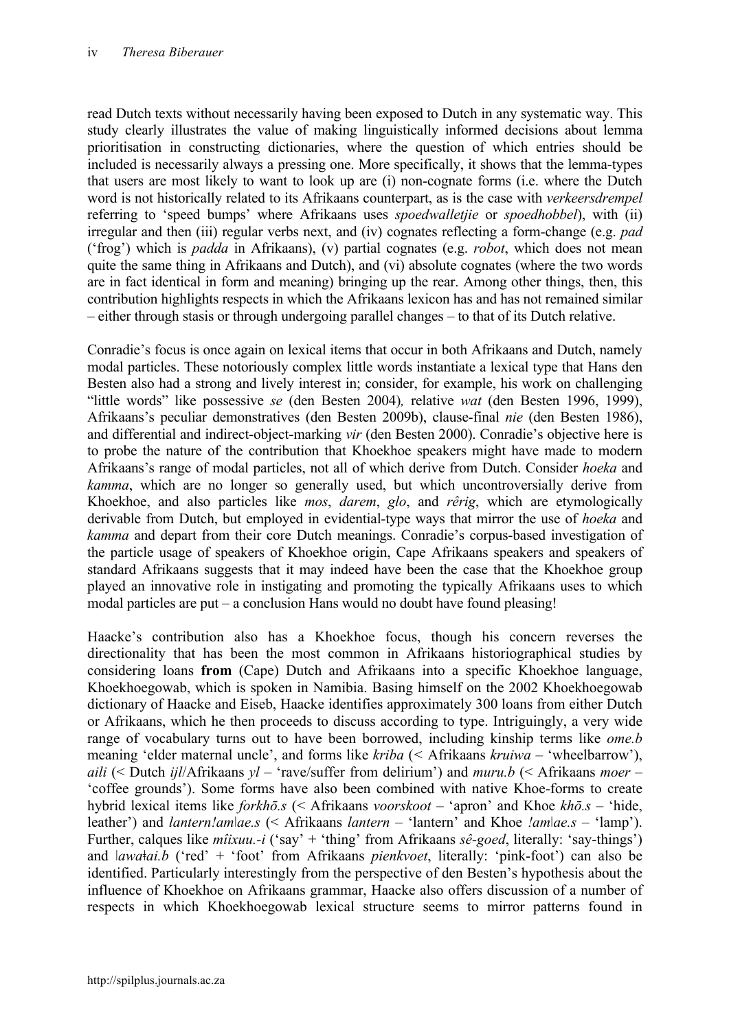read Dutch texts without necessarily having been exposed to Dutch in any systematic way. This study clearly illustrates the value of making linguistically informed decisions about lemma prioritisation in constructing dictionaries, where the question of which entries should be included is necessarily always a pressing one. More specifically, it shows that the lemma-types that users are most likely to want to look up are (i) non-cognate forms (i.e. where the Dutch word is not historically related to its Afrikaans counterpart, as is the case with *verkeersdrempel* referring to 'speed bumps' where Afrikaans uses *spoedwalletjie* or *spoedhobbel*), with (ii) irregular and then (iii) regular verbs next, and (iv) cognates reflecting a form-change (e.g. *pad* ('frog') which is *padda* in Afrikaans), (v) partial cognates (e.g. *robot*, which does not mean quite the same thing in Afrikaans and Dutch), and (vi) absolute cognates (where the two words are in fact identical in form and meaning) bringing up the rear. Among other things, then, this contribution highlights respects in which the Afrikaans lexicon has and has not remained similar – either through stasis or through undergoing parallel changes – to that of its Dutch relative.

Conradie's focus is once again on lexical items that occur in both Afrikaans and Dutch, namely modal particles. These notoriously complex little words instantiate a lexical type that Hans den Besten also had a strong and lively interest in; consider, for example, his work on challenging "little words" like possessive *se* (den Besten 2004), relative *wat* (den Besten 1996, 1999), Afrikaans's peculiar demonstratives (den Besten 2009b), clause-final *nie* (den Besten 1986), and differential and indirect-object-marking *vir* (den Besten 2000). Conradie's objective here is to probe the nature of the contribution that Khoekhoe speakers might have made to modern Afrikaans's range of modal particles, not all of which derive from Dutch. Consider *hoeka* and *kamma*, which are no longer so generally used, but which uncontroversially derive from Khoekhoe, and also particles like *mos*, *darem*, *glo*, and *rêrig*, which are etymologically derivable from Dutch, but employed in evidential-type ways that mirror the use of *hoeka* and *kamma* and depart from their core Dutch meanings. Conradie's corpus-based investigation of the particle usage of speakers of Khoekhoe origin, Cape Afrikaans speakers and speakers of standard Afrikaans suggests that it may indeed have been the case that the Khoekhoe group played an innovative role in instigating and promoting the typically Afrikaans uses to which modal particles are put – a conclusion Hans would no doubt have found pleasing!

Haacke's contribution also has a Khoekhoe focus, though his concern reverses the directionality that has been the most common in Afrikaans historiographical studies by considering loans **from** (Cape) Dutch and Afrikaans into a specific Khoekhoe language, Khoekhoegowab, which is spoken in Namibia. Basing himself on the 2002 Khoekhoegowab dictionary of Haacke and Eiseb, Haacke identifies approximately 300 loans from either Dutch or Afrikaans, which he then proceeds to discuss according to type. Intriguingly, a very wide range of vocabulary turns out to have been borrowed, including kinship terms like *ome.b* meaning 'elder maternal uncle', and forms like *kriba* (< Afrikaans *kruiwa* – 'wheelbarrow'), *aili* (< Dutch *ijl*/Afrikaans *yl* – 'rave/suffer from delirium') and *muru.b* (< Afrikaans *moer* – 'coffee grounds'). Some forms have also been combined with native Khoe-forms to create hybrid lexical items like *forkhō.s* (< Afrikaans *voorskoot* – 'apron' and Khoe *khō.s* – 'hide, leather') and *lantern!am|ae.s* (< Afrikaans *lantern* – 'lantern' and Khoe *!am|ae.s* – 'lamp'). Further, calques like *mîixuu.-i* ('say' + 'thing' from Afrikaans *sê-goed*, literally: 'say-things') and *|awaǂai.b* ('red' + 'foot' from Afrikaans *pienkvoet*, literally: 'pink-foot') can also be identified. Particularly interestingly from the perspective of den Besten's hypothesis about the influence of Khoekhoe on Afrikaans grammar, Haacke also offers discussion of a number of respects in which Khoekhoegowab lexical structure seems to mirror patterns found in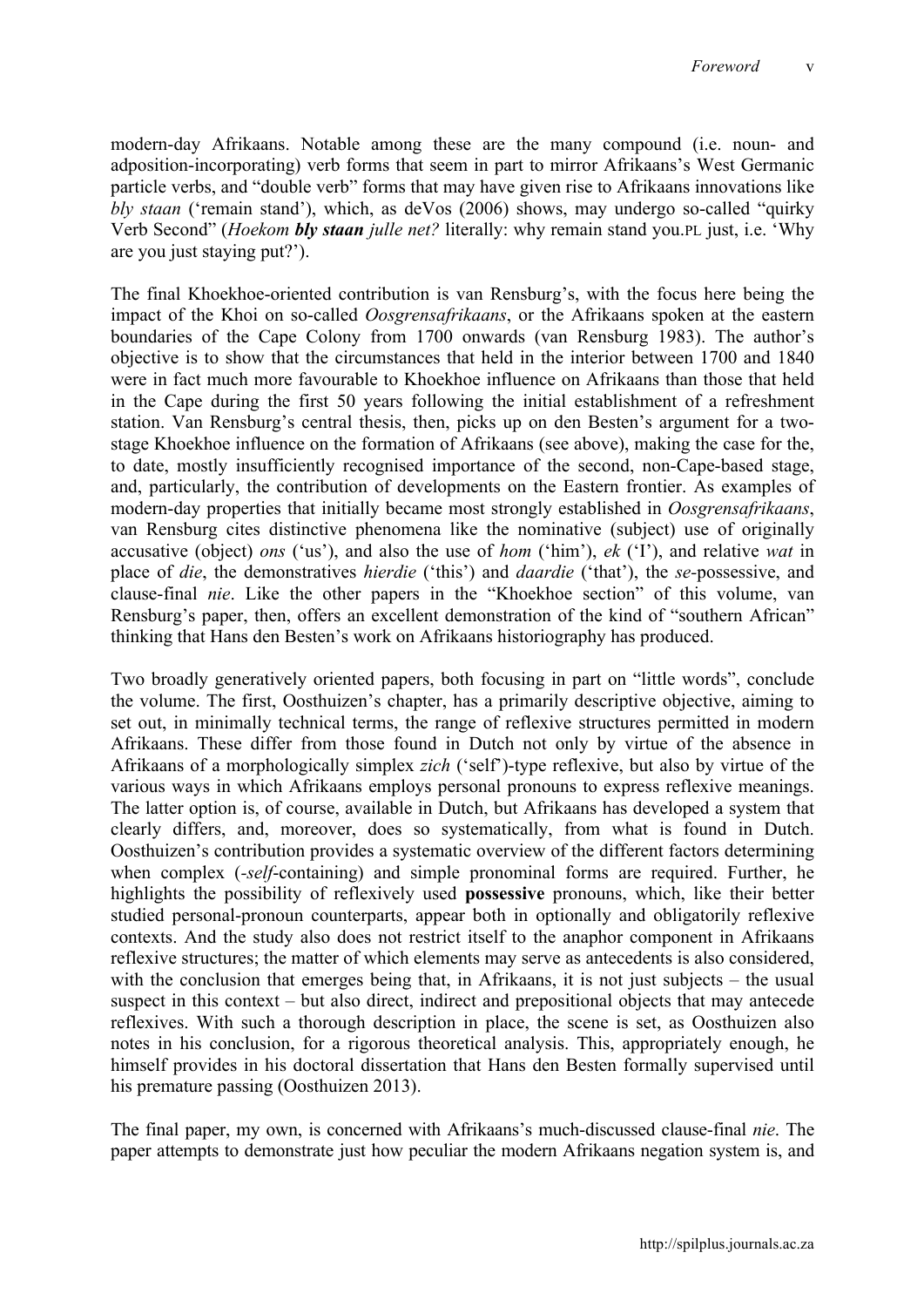modern-day Afrikaans. Notable among these are the many compound (i.e. noun- and adposition-incorporating) verb forms that seem in part to mirror Afrikaans's West Germanic particle verbs, and "double verb" forms that may have given rise to Afrikaans innovations like *bly staan* ('remain stand'), which, as deVos (2006) shows, may undergo so-called "quirky Verb Second" (*Hoekom **bly staan** julle net?* literally: why remain stand you.PL just, i.e. 'Why are you just staying put?').

The final Khoekhoe-oriented contribution is van Rensburg's, with the focus here being the impact of the Khoi on so-called *Oosgrensafrikaans*, or the Afrikaans spoken at the eastern boundaries of the Cape Colony from 1700 onwards (van Rensburg 1983). The author's objective is to show that the circumstances that held in the interior between 1700 and 1840 were in fact much more favourable to Khoekhoe influence on Afrikaans than those that held in the Cape during the first 50 years following the initial establishment of a refreshment station. Van Rensburg's central thesis, then, picks up on den Besten's argument for a two-stage Khoekhoe influence on the formation of Afrikaans (see above), making the case for the, to date, mostly insufficiently recognised importance of the second, non-Cape-based stage, and, particularly, the contribution of developments on the Eastern frontier. As examples of modern-day properties that initially became most strongly established in *Oosgrensafrikaans*, van Rensburg cites distinctive phenomena like the nominative (subject) use of originally accusative (object) *ons* ('us'), and also the use of *hom* ('him'), *ek* ('I'), and relative *wat* in place of *die*, the demonstratives *hierdie* ('this') and *daardie* ('that'), the *se*-possessive, and clause-final *nie*. Like the other papers in the "Khoekhoe section" of this volume, van Rensburg's paper, then, offers an excellent demonstration of the kind of "southern African" thinking that Hans den Besten's work on Afrikaans historiography has produced.

Two broadly generatively oriented papers, both focusing in part on "little words", conclude the volume. The first, Oosthuizen's chapter, has a primarily descriptive objective, aiming to set out, in minimally technical terms, the range of reflexive structures permitted in modern Afrikaans. These differ from those found in Dutch not only by virtue of the absence in Afrikaans of a morphologically simplex *zich* ('self')-type reflexive, but also by virtue of the various ways in which Afrikaans employs personal pronouns to express reflexive meanings. The latter option is, of course, available in Dutch, but Afrikaans has developed a system that clearly differs, and, moreover, does so systematically, from what is found in Dutch. Oosthuizen's contribution provides a systematic overview of the different factors determining when complex (*-self*-containing) and simple pronominal forms are required. Further, he highlights the possibility of reflexively used **possessive** pronouns, which, like their better studied personal-pronoun counterparts, appear both in optionally and obligatorily reflexive contexts. And the study also does not restrict itself to the anaphor component in Afrikaans reflexive structures; the matter of which elements may serve as antecedents is also considered, with the conclusion that emerges being that, in Afrikaans, it is not just subjects – the usual suspect in this context – but also direct, indirect and prepositional objects that may antecede reflexives. With such a thorough description in place, the scene is set, as Oosthuizen also notes in his conclusion, for a rigorous theoretical analysis. This, appropriately enough, he himself provides in his doctoral dissertation that Hans den Besten formally supervised until his premature passing (Oosthuizen 2013).

The final paper, my own, is concerned with Afrikaans's much-discussed clause-final *nie*. The paper attempts to demonstrate just how peculiar the modern Afrikaans negation system is, and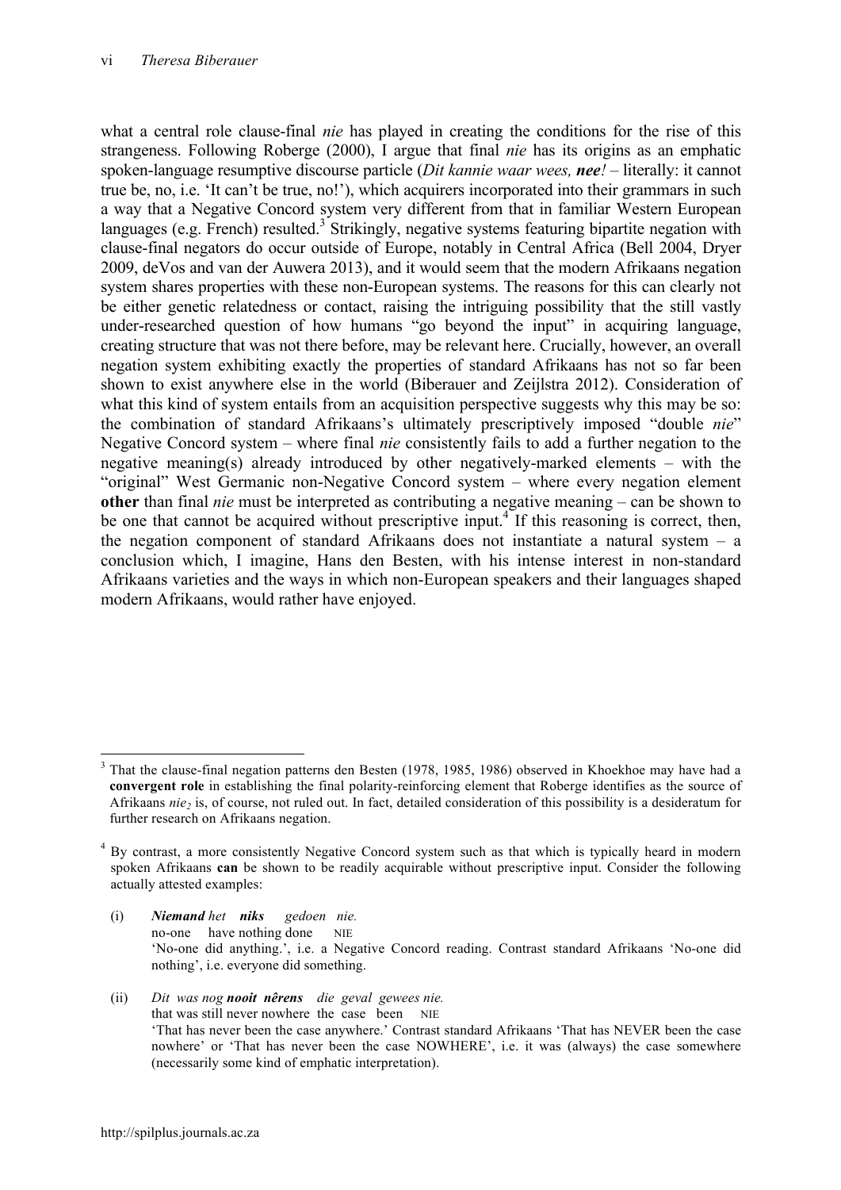what a central role clause-final *nie* has played in creating the conditions for the rise of this strangeness. Following Roberge (2000), I argue that final *nie* has its origins as an emphatic spoken-language resumptive discourse particle (*Dit kannie waar wees, **nee**!* – literally: it cannot true be, no, i.e. 'It can't be true, no!'), which acquirers incorporated into their grammars in such a way that a Negative Concord system very different from that in familiar Western European languages (e.g. French) resulted.[3] Strikingly, negative systems featuring bipartite negation with clause-final negators do occur outside of Europe, notably in Central Africa (Bell 2004, Dryer 2009, deVos and van der Auwera 2013), and it would seem that the modern Afrikaans negation system shares properties with these non-European systems. The reasons for this can clearly not be either genetic relatedness or contact, raising the intriguing possibility that the still vastly under-researched question of how humans "go beyond the input" in acquiring language, creating structure that was not there before, may be relevant here. Crucially, however, an overall negation system exhibiting exactly the properties of standard Afrikaans has not so far been shown to exist anywhere else in the world (Biberauer and Zeijlstra 2012). Consideration of what this kind of system entails from an acquisition perspective suggests why this may be so: the combination of standard Afrikaans's ultimately prescriptively imposed "double *nie*" Negative Concord system – where final *nie* consistently fails to add a further negation to the negative meaning(s) already introduced by other negatively-marked elements – with the "original" West Germanic non-Negative Concord system – where every negation element **other** than final *nie* must be interpreted as contributing a negative meaning – can be shown to be one that cannot be acquired without prescriptive input.[4] If this reasoning is correct, then, the negation component of standard Afrikaans does not instantiate a natural system – a conclusion which, I imagine, Hans den Besten, with his intense interest in non-standard Afrikaans varieties and the ways in which non-European speakers and their languages shaped modern Afrikaans, would rather have enjoyed.

---

[3] That the clause-final negation patterns den Besten (1978, 1985, 1986) observed in Khoekhoe may have had a **convergent role** in establishing the final polarity-reinforcing element that Roberge identifies as the source of Afrikaans *nie*$_2$ is, of course, not ruled out. In fact, detailed consideration of this possibility is a desideratum for further research on Afrikaans negation.

[4] By contrast, a more consistently Negative Concord system such as that which is typically heard in modern spoken Afrikaans **can** be shown to be readily acquirable without prescriptive input. Consider the following actually attested examples:

(i) ***Niemand*** *het* ***niks*** *gedoen nie.*
no-one have nothing done NIE
'No-one did anything.', i.e. a Negative Concord reading. Contrast standard Afrikaans 'No-one did nothing', i.e. everyone did something.

(ii) *Dit was nog* ***nooit nêrens*** *die geval gewees nie.*
that was still never nowhere the case been NIE
'That has never been the case anywhere.' Contrast standard Afrikaans 'That has NEVER been the case nowhere' or 'That has never been the case NOWHERE', i.e. it was (always) the case somewhere (necessarily some kind of emphatic interpretation).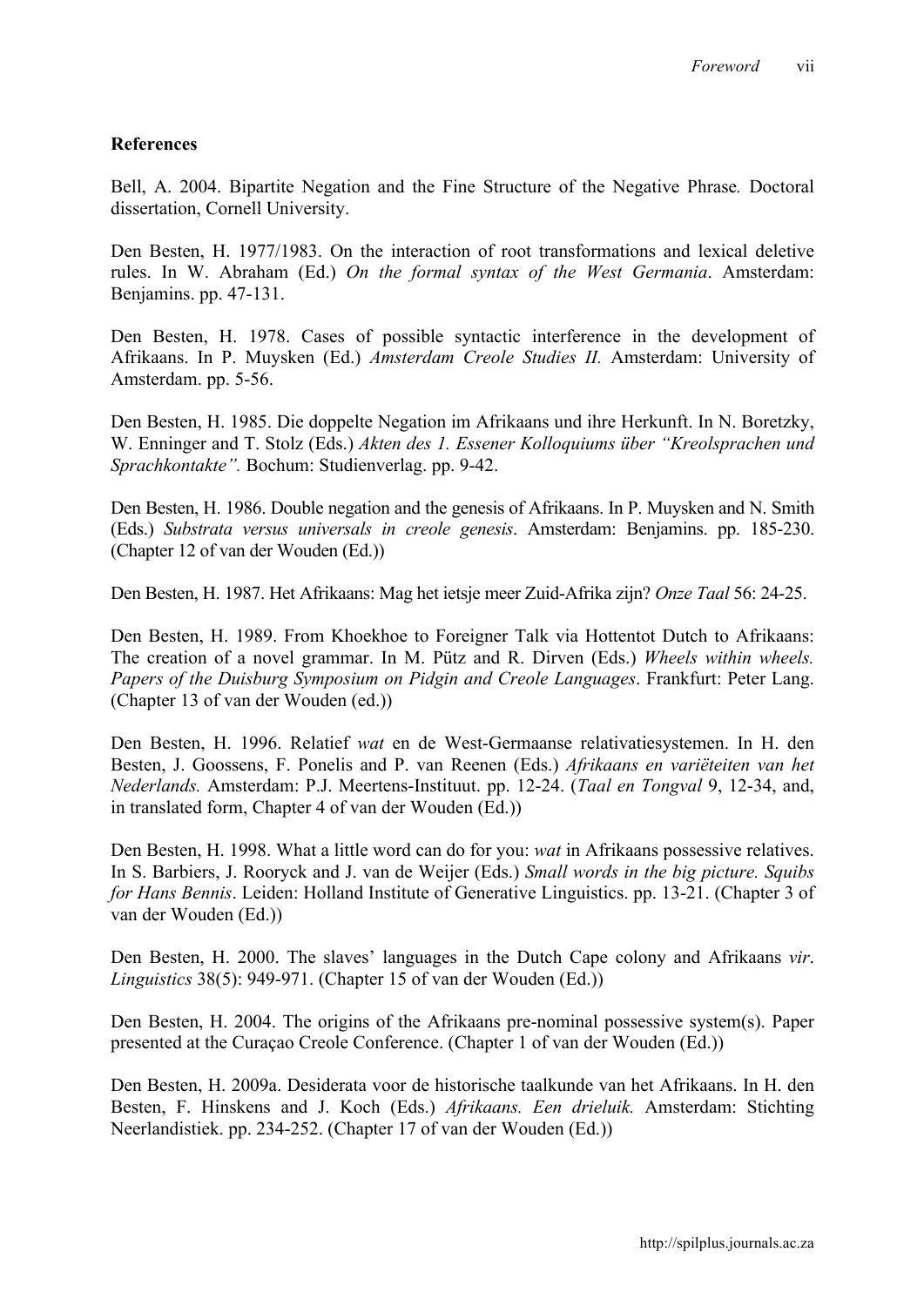**References**

Bell, A. 2004. Bipartite Negation and the Fine Structure of the Negative Phrase*.* Doctoral dissertation, Cornell University.

Den Besten, H. 1977/1983. On the interaction of root transformations and lexical deletive rules. In W. Abraham (Ed.) *On the formal syntax of the West Germania*. Amsterdam: Benjamins. pp. 47-131.

Den Besten, H. 1978. Cases of possible syntactic interference in the development of Afrikaans. In P. Muysken (Ed.) *Amsterdam Creole Studies II.* Amsterdam: University of Amsterdam. pp. 5-56.

Den Besten, H. 1985. Die doppelte Negation im Afrikaans und ihre Herkunft. In N. Boretzky, W. Enninger and T. Stolz (Eds.) *Akten des 1. Essener Kolloquiums über "Kreolsprachen und Sprachkontakte".* Bochum: Studienverlag. pp. 9-42.

Den Besten, H. 1986. Double negation and the genesis of Afrikaans. In P. Muysken and N. Smith (Eds.) *Substrata versus universals in creole genesis*. Amsterdam: Benjamins. pp. 185-230. (Chapter 12 of van der Wouden (Ed.))

Den Besten, H. 1987. Het Afrikaans: Mag het ietsje meer Zuid-Afrika zijn? *Onze Taal* 56: 24-25.

Den Besten, H. 1989. From Khoekhoe to Foreigner Talk via Hottentot Dutch to Afrikaans: The creation of a novel grammar. In M. Pütz and R. Dirven (Eds.) *Wheels within wheels. Papers of the Duisburg Symposium on Pidgin and Creole Languages*. Frankfurt: Peter Lang. (Chapter 13 of van der Wouden (ed.))

Den Besten, H. 1996. Relatief *wat* en de West-Germaanse relativatiesystemen. In H. den Besten, J. Goossens, F. Ponelis and P. van Reenen (Eds.) *Afrikaans en variëteiten van het Nederlands.* Amsterdam: P.J. Meertens-Instituut. pp. 12-24. (*Taal en Tongval* 9, 12-34, and, in translated form, Chapter 4 of van der Wouden (Ed.))

Den Besten, H. 1998. What a little word can do for you: *wat* in Afrikaans possessive relatives. In S. Barbiers, J. Rooryck and J. van de Weijer (Eds.) *Small words in the big picture. Squibs for Hans Bennis*. Leiden: Holland Institute of Generative Linguistics. pp. 13-21. (Chapter 3 of van der Wouden (Ed.))

Den Besten, H. 2000. The slaves' languages in the Dutch Cape colony and Afrikaans *vir*. *Linguistics* 38(5): 949-971. (Chapter 15 of van der Wouden (Ed.))

Den Besten, H. 2004. The origins of the Afrikaans pre-nominal possessive system(s). Paper presented at the Curaçao Creole Conference. (Chapter 1 of van der Wouden (Ed.))

Den Besten, H. 2009a. Desiderata voor de historische taalkunde van het Afrikaans. In H. den Besten, F. Hinskens and J. Koch (Eds.) *Afrikaans. Een drieluik.* Amsterdam: Stichting Neerlandistiek. pp. 234-252. (Chapter 17 of van der Wouden (Ed.))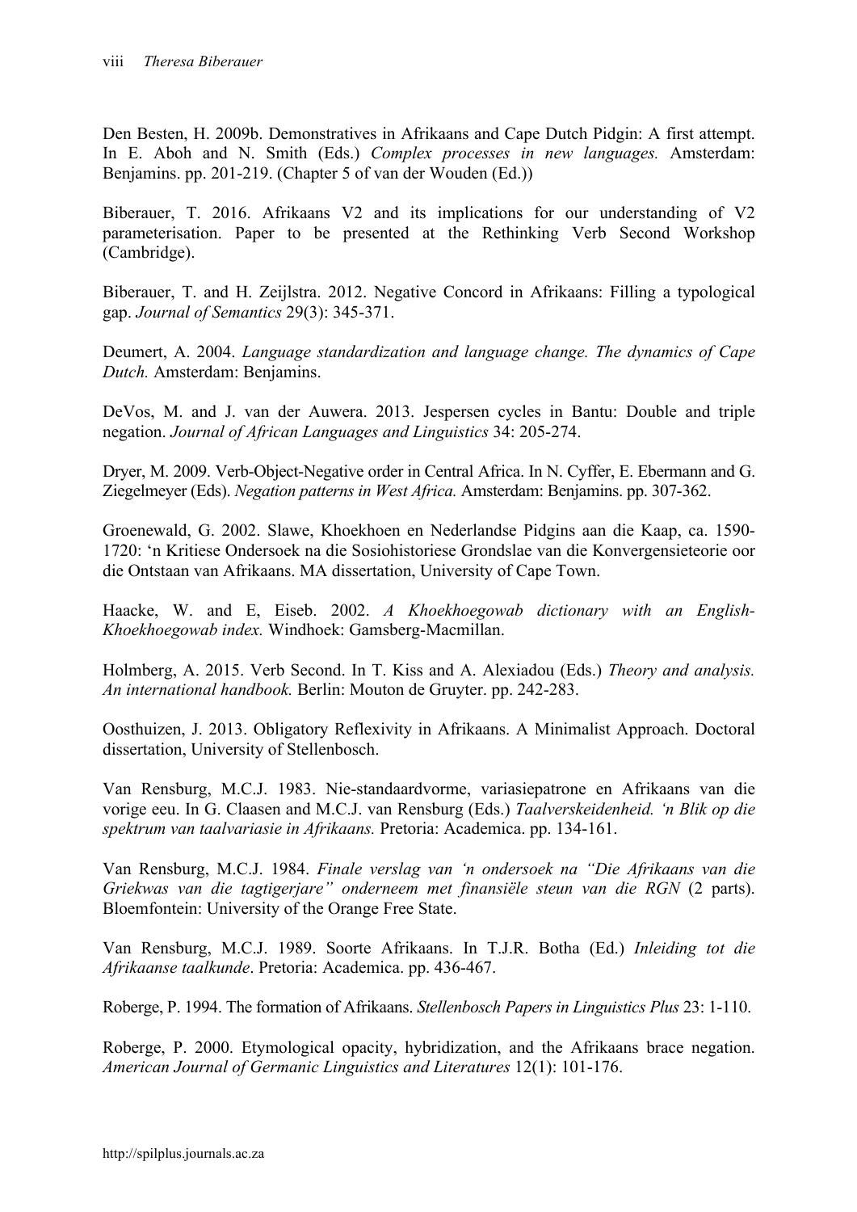Den Besten, H. 2009b. Demonstratives in Afrikaans and Cape Dutch Pidgin: A first attempt. In E. Aboh and N. Smith (Eds.) *Complex processes in new languages.* Amsterdam: Benjamins. pp. 201-219. (Chapter 5 of van der Wouden (Ed.))

Biberauer, T. 2016. Afrikaans V2 and its implications for our understanding of V2 parameterisation. Paper to be presented at the Rethinking Verb Second Workshop (Cambridge).

Biberauer, T. and H. Zeijlstra. 2012. Negative Concord in Afrikaans: Filling a typological gap. *Journal of Semantics* 29(3): 345-371.

Deumert, A. 2004. *Language standardization and language change. The dynamics of Cape Dutch.* Amsterdam: Benjamins.

DeVos, M. and J. van der Auwera. 2013. Jespersen cycles in Bantu: Double and triple negation. *Journal of African Languages and Linguistics* 34: 205-274.

Dryer, M. 2009. Verb-Object-Negative order in Central Africa. In N. Cyffer, E. Ebermann and G. Ziegelmeyer (Eds). *Negation patterns in West Africa.* Amsterdam: Benjamins. pp. 307-362.

Groenewald, G. 2002. Slawe, Khoekhoen en Nederlandse Pidgins aan die Kaap, ca. 1590-1720: 'n Kritiese Ondersoek na die Sosiohistoriese Grondslae van die Konvergensieteorie oor die Ontstaan van Afrikaans. MA dissertation, University of Cape Town.

Haacke, W. and E, Eiseb. 2002. *A Khoekhoegowab dictionary with an English-Khoekhoegowab index.* Windhoek: Gamsberg-Macmillan.

Holmberg, A. 2015. Verb Second. In T. Kiss and A. Alexiadou (Eds.) *Theory and analysis. An international handbook.* Berlin: Mouton de Gruyter. pp. 242-283.

Oosthuizen, J. 2013. Obligatory Reflexivity in Afrikaans. A Minimalist Approach. Doctoral dissertation, University of Stellenbosch.

Van Rensburg, M.C.J. 1983. Nie-standaardvorme, variasiepatrone en Afrikaans van die vorige eeu. In G. Claasen and M.C.J. van Rensburg (Eds.) *Taalverskeidenheid. 'n Blik op die spektrum van taalvariasie in Afrikaans.* Pretoria: Academica. pp. 134-161.

Van Rensburg, M.C.J. 1984. *Finale verslag van 'n ondersoek na "Die Afrikaans van die Griekwas van die tagtigerjare" onderneem met finansiële steun van die RGN* (2 parts). Bloemfontein: University of the Orange Free State.

Van Rensburg, M.C.J. 1989. Soorte Afrikaans. In T.J.R. Botha (Ed.) *Inleiding tot die Afrikaanse taalkunde*. Pretoria: Academica. pp. 436-467.

Roberge, P. 1994. The formation of Afrikaans. *Stellenbosch Papers in Linguistics Plus* 23: 1-110.

Roberge, P. 2000. Etymological opacity, hybridization, and the Afrikaans brace negation. *American Journal of Germanic Linguistics and Literatures* 12(1): 101-176.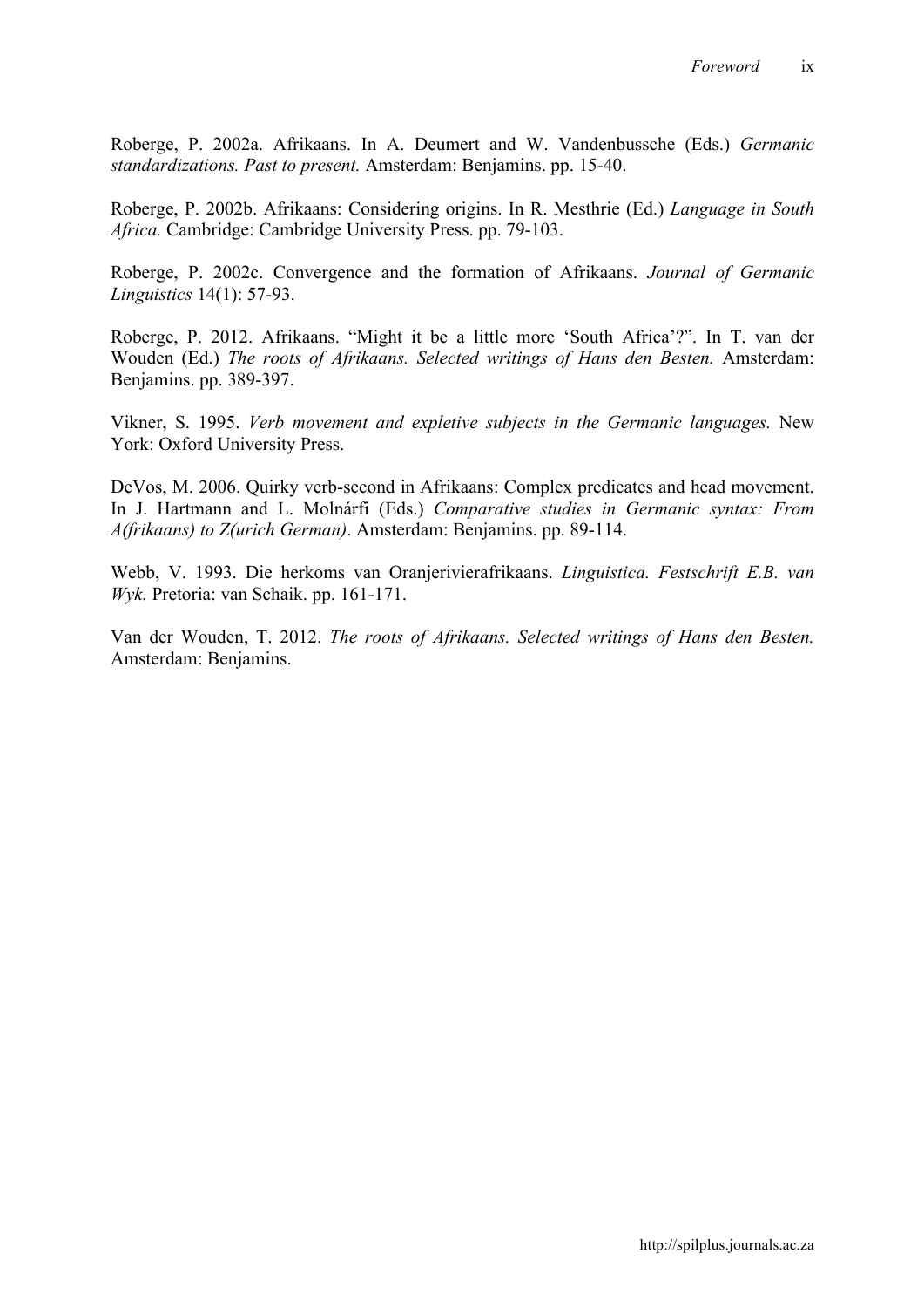Roberge, P. 2002a. Afrikaans. In A. Deumert and W. Vandenbussche (Eds.) *Germanic standardizations. Past to present.* Amsterdam: Benjamins. pp. 15-40.

Roberge, P. 2002b. Afrikaans: Considering origins. In R. Mesthrie (Ed.) *Language in South Africa.* Cambridge: Cambridge University Press. pp. 79-103.

Roberge, P. 2002c. Convergence and the formation of Afrikaans. *Journal of Germanic Linguistics* 14(1): 57-93.

Roberge, P. 2012. Afrikaans. "Might it be a little more 'South Africa'?". In T. van der Wouden (Ed.) *The roots of Afrikaans. Selected writings of Hans den Besten.* Amsterdam: Benjamins. pp. 389-397.

Vikner, S. 1995. *Verb movement and expletive subjects in the Germanic languages.* New York: Oxford University Press.

DeVos, M. 2006. Quirky verb-second in Afrikaans: Complex predicates and head movement. In J. Hartmann and L. Molnárfi (Eds.) *Comparative studies in Germanic syntax: From A(frikaans) to Z(urich German)*. Amsterdam: Benjamins. pp. 89-114.

Webb, V. 1993. Die herkoms van Oranjerivierafrikaans. *Linguistica. Festschrift E.B. van Wyk.* Pretoria: van Schaik. pp. 161-171.

Van der Wouden, T. 2012. *The roots of Afrikaans. Selected writings of Hans den Besten.* Amsterdam: Benjamins.